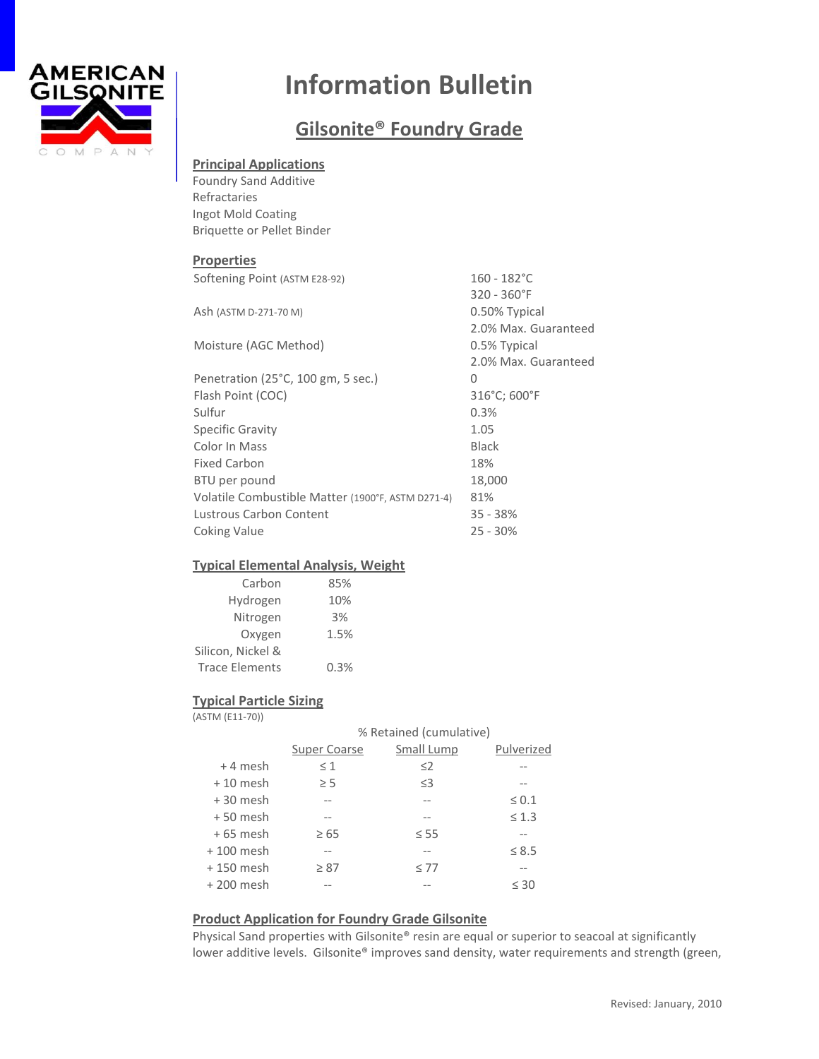AMERICAN GILSONITE COMPANY

# Information Bulletin

## Gilsonite® Foundry Grade

### Principal Applications

Foundry Sand Additive
Refractaries
Ingot Mold Coating
Briquette or Pellet Binder

### Properties

| Property | Value |
|---|---|
| Softening Point (ASTM E28-92) | 160 - 182°C<br>320 - 360°F |
| Ash (ASTM D-271-70 M) | 0.50% Typical<br>2.0% Max. Guaranteed |
| Moisture (AGC Method) | 0.5% Typical<br>2.0% Max. Guaranteed |
| Penetration (25°C, 100 gm, 5 sec.) | 0 |
| Flash Point (COC) | 316°C; 600°F |
| Sulfur | 0.3% |
| Specific Gravity | 1.05 |
| Color In Mass | Black |
| Fixed Carbon | 18% |
| BTU per pound | 18,000 |
| Volatile Combustible Matter (1900°F, ASTM D271-4) | 81% |
| Lustrous Carbon Content | 35 - 38% |
| Coking Value | 25 - 30% |

### Typical Elemental Analysis, Weight

| Element | Weight |
|---|---|
| Carbon | 85% |
| Hydrogen | 10% |
| Nitrogen | 3% |
| Oxygen | 1.5% |
| Silicon, Nickel & Trace Elements | 0.3% |

### Typical Particle Sizing

(ASTM (E11-70))

| | % Retained (cumulative) | | |
|---|---|---|---|
| | Super Coarse | Small Lump | Pulverized |
| + 4 mesh | ≤ 1 | ≤2 | -- |
| + 10 mesh | ≥ 5 | ≤3 | -- |
| + 30 mesh | -- | -- | ≤ 0.1 |
| + 50 mesh | -- | -- | ≤ 1.3 |
| + 65 mesh | ≥ 65 | ≤ 55 | -- |
| + 100 mesh | -- | -- | ≤ 8.5 |
| + 150 mesh | ≥ 87 | ≤ 77 | -- |
| + 200 mesh | -- | -- | ≤ 30 |

### Product Application for Foundry Grade Gilsonite

Physical Sand properties with Gilsonite® resin are equal or superior to seacoal at significantly lower additive levels. Gilsonite® improves sand density, water requirements and strength (green,

Revised: January, 2010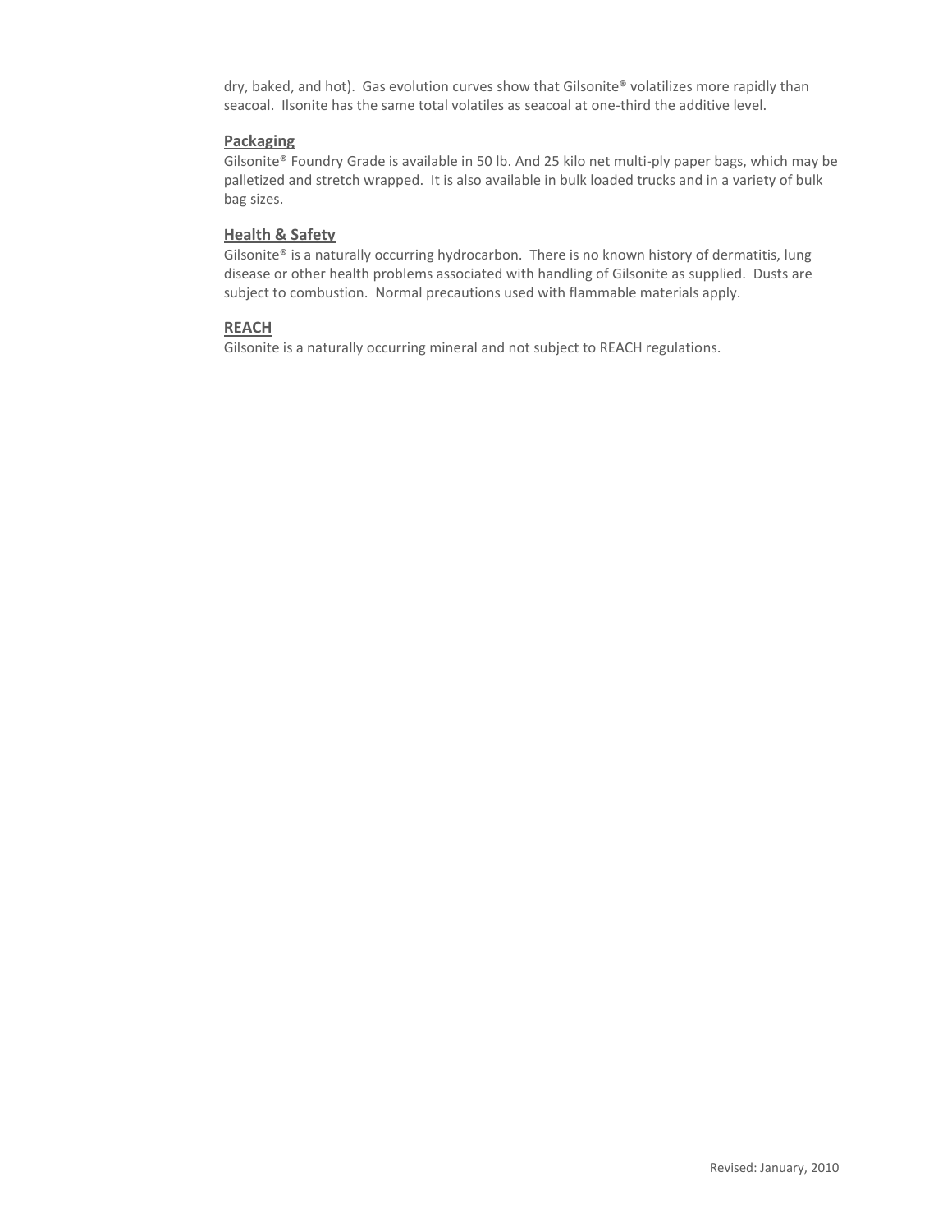dry, baked, and hot). Gas evolution curves show that Gilsonite® volatilizes more rapidly than seacoal. Ilsonite has the same total volatiles as seacoal at one-third the additive level.

## Packaging

Gilsonite® Foundry Grade is available in 50 lb. And 25 kilo net multi-ply paper bags, which may be palletized and stretch wrapped. It is also available in bulk loaded trucks and in a variety of bulk bag sizes.

## Health & Safety

Gilsonite® is a naturally occurring hydrocarbon. There is no known history of dermatitis, lung disease or other health problems associated with handling of Gilsonite as supplied. Dusts are subject to combustion. Normal precautions used with flammable materials apply.

## REACH

Gilsonite is a naturally occurring mineral and not subject to REACH regulations.

Revised: January, 2010